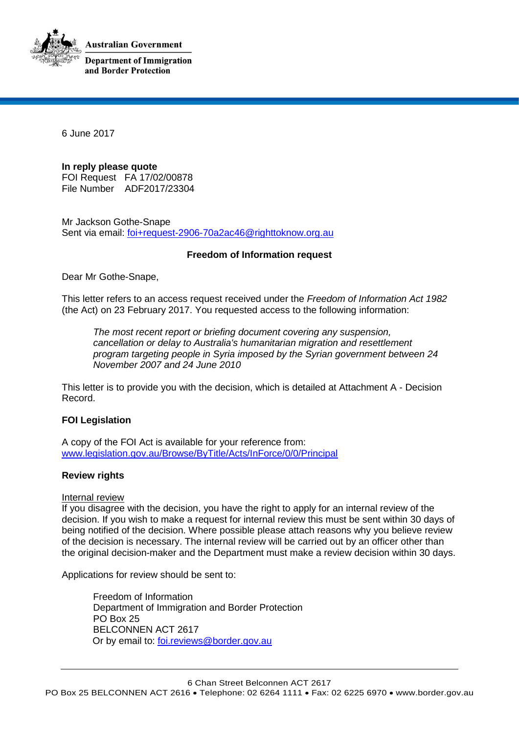**Australian Government**

**Department of Immigration and Border Protection**

6 June 2017

**In reply please quote**
FOI Request FA 17/02/00878
File Number ADF2017/23304

Mr Jackson Gothe-Snape
Sent via email: foi+request-2906-70a2ac46@righttoknow.org.au

**Freedom of Information request**

Dear Mr Gothe-Snape,

This letter refers to an access request received under the *Freedom of Information Act 1982* (the Act) on 23 February 2017. You requested access to the following information:

> *The most recent report or briefing document covering any suspension, cancellation or delay to Australia's humanitarian migration and resettlement program targeting people in Syria imposed by the Syrian government between 24 November 2007 and 24 June 2010*

This letter is to provide you with the decision, which is detailed at Attachment A - Decision Record.

**FOI Legislation**

A copy of the FOI Act is available for your reference from: www.legislation.gov.au/Browse/ByTitle/Acts/InForce/0/0/Principal

**Review rights**

Internal review
If you disagree with the decision, you have the right to apply for an internal review of the decision. If you wish to make a request for internal review this must be sent within 30 days of being notified of the decision. Where possible please attach reasons why you believe review of the decision is necessary. The internal review will be carried out by an officer other than the original decision-maker and the Department must make a review decision within 30 days.

Applications for review should be sent to:

> Freedom of Information
> Department of Immigration and Border Protection
> PO Box 25
> BELCONNEN ACT 2617
> Or by email to: foi.reviews@border.gov.au

6 Chan Street Belconnen ACT 2617
PO Box 25 BELCONNEN ACT 2616 • Telephone: 02 6264 1111 • Fax: 02 6225 6970 • www.border.gov.au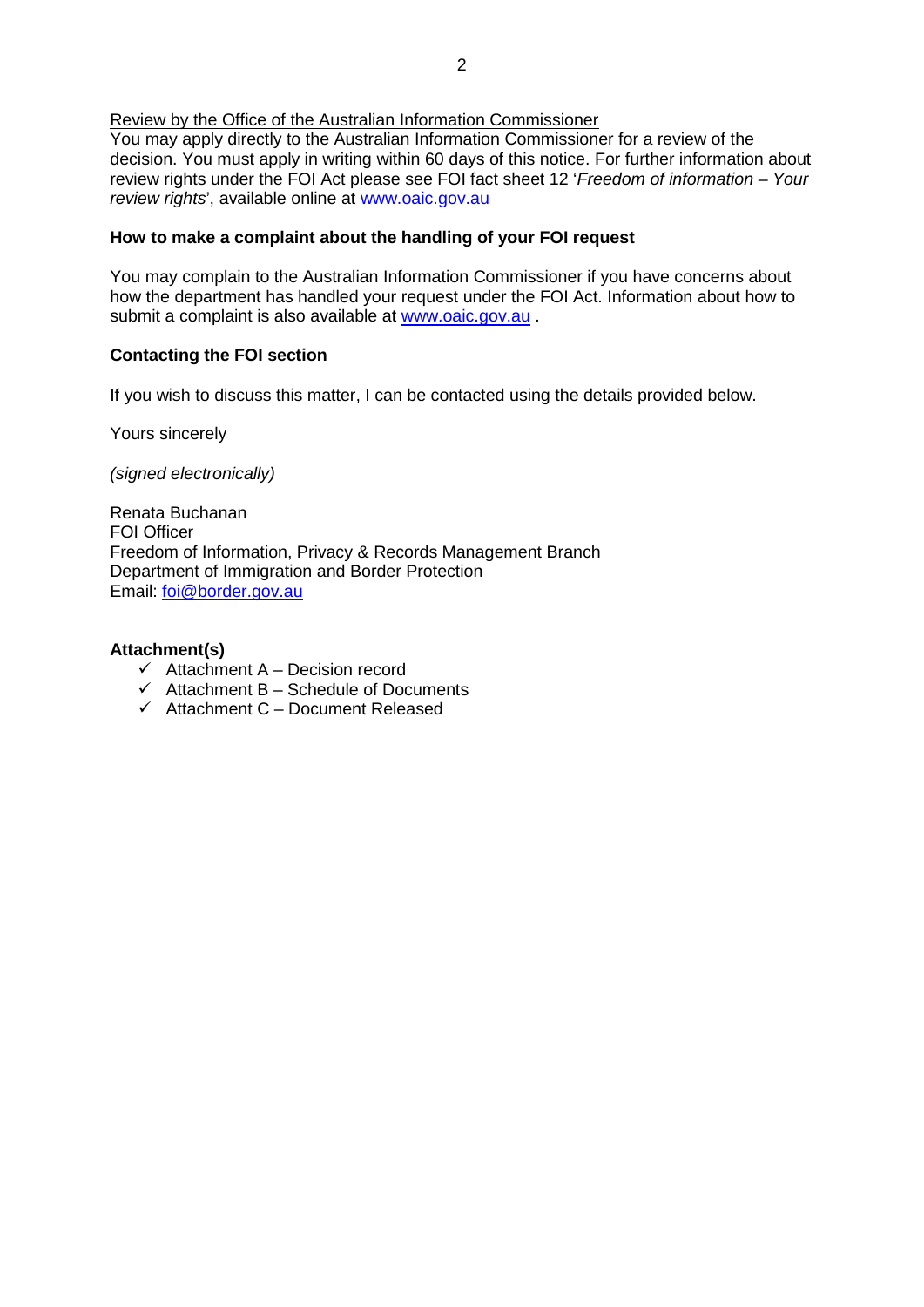Review by the Office of the Australian Information Commissioner

You may apply directly to the Australian Information Commissioner for a review of the decision. You must apply in writing within 60 days of this notice. For further information about review rights under the FOI Act please see FOI fact sheet 12 '*Freedom of information – Your review rights*', available online at [www.oaic.gov.au](http://www.oaic.gov.au)

**How to make a complaint about the handling of your FOI request**

You may complain to the Australian Information Commissioner if you have concerns about how the department has handled your request under the FOI Act. Information about how to submit a complaint is also available at [www.oaic.gov.au](http://www.oaic.gov.au) .

**Contacting the FOI section**

If you wish to discuss this matter, I can be contacted using the details provided below.

Yours sincerely

*(signed electronically)*

Renata Buchanan
FOI Officer
Freedom of Information, Privacy & Records Management Branch
Department of Immigration and Border Protection
Email: [foi@border.gov.au](mailto:foi@border.gov.au)

**Attachment(s)**

- ✓ Attachment A – Decision record
- ✓ Attachment B – Schedule of Documents
- ✓ Attachment C – Document Released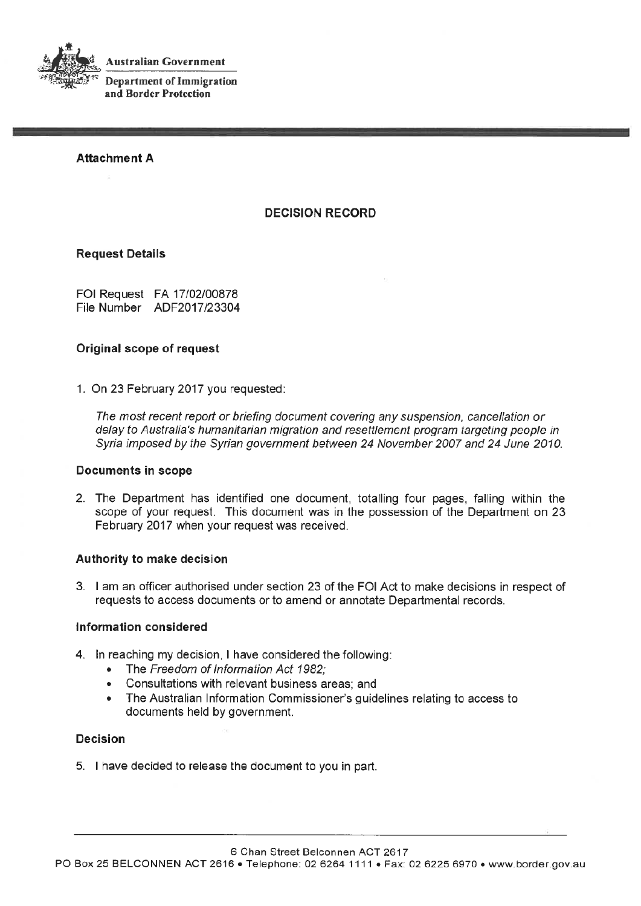Australian Government

Department of Immigration and Border Protection

**Attachment A**

## DECISION RECORD

### Request Details

FOI Request FA 17/02/00878
File Number ADF2017/23304

### Original scope of request

1. On 23 February 2017 you requested:

   *The most recent report or briefing document covering any suspension, cancellation or delay to Australia's humanitarian migration and resettlement program targeting people in Syria imposed by the Syrian government between 24 November 2007 and 24 June 2010.*

### Documents in scope

2. The Department has identified one document, totalling four pages, falling within the scope of your request. This document was in the possession of the Department on 23 February 2017 when your request was received.

### Authority to make decision

3. I am an officer authorised under section 23 of the FOI Act to make decisions in respect of requests to access documents or to amend or annotate Departmental records.

### Information considered

4. In reaching my decision, I have considered the following:
   - The *Freedom of Information Act 1982;*
   - Consultations with relevant business areas; and
   - The Australian Information Commissioner's guidelines relating to access to documents held by government.

### Decision

5. I have decided to release the document to you in part.

6 Chan Street Belconnen ACT 2617
PO Box 25 BELCONNEN ACT 2616 • Telephone: 02 6264 1111 • Fax: 02 6225 6970 • www.border.gov.au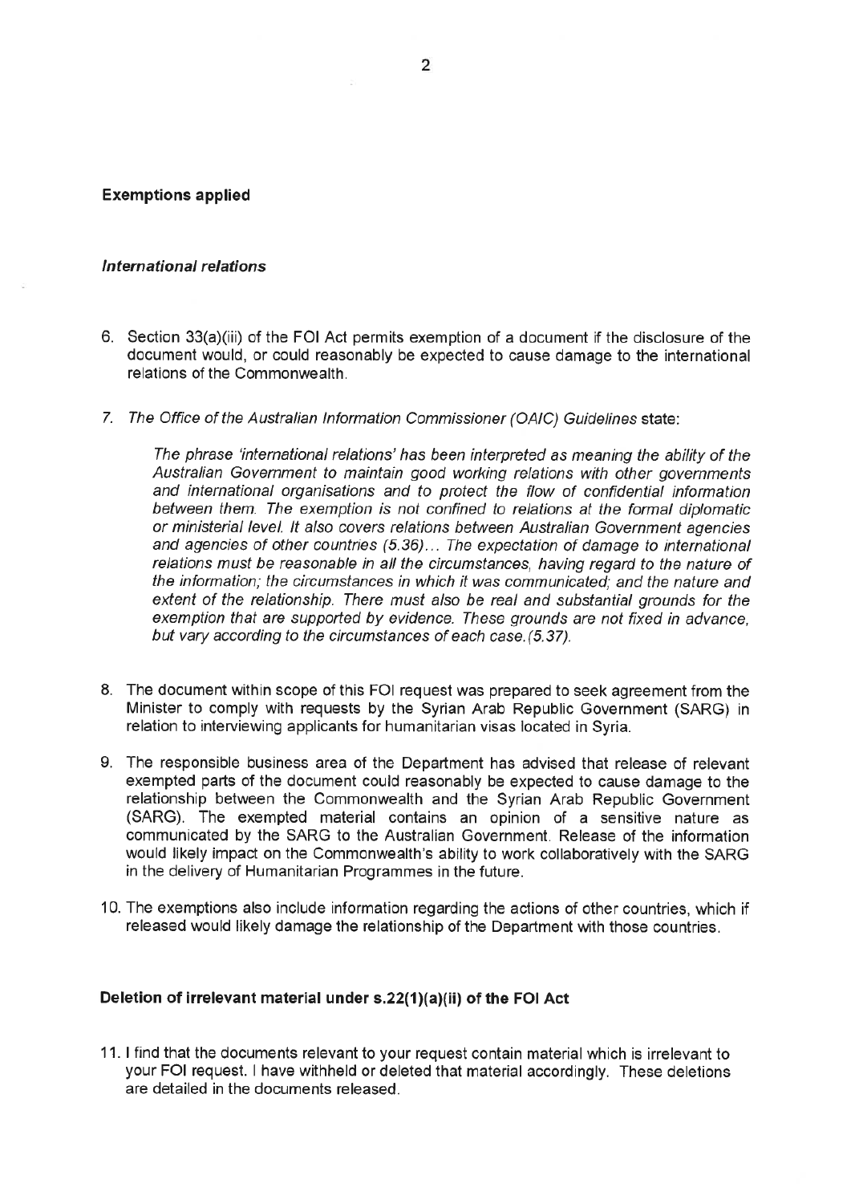**Exemptions applied**

***International relations***

6. Section 33(a)(iii) of the FOI Act permits exemption of a document if the disclosure of the document would, or could reasonably be expected to cause damage to the international relations of the Commonwealth.

7. *The Office of the Australian Information Commissioner (OAIC) Guidelines* state:

   *The phrase 'international relations' has been interpreted as meaning the ability of the Australian Government to maintain good working relations with other governments and international organisations and to protect the flow of confidential information between them. The exemption is not confined to relations at the formal diplomatic or ministerial level. It also covers relations between Australian Government agencies and agencies of other countries (5.36)… The expectation of damage to international relations must be reasonable in all the circumstances, having regard to the nature of the information; the circumstances in which it was communicated; and the nature and extent of the relationship. There must also be real and substantial grounds for the exemption that are supported by evidence. These grounds are not fixed in advance, but vary according to the circumstances of each case.(5.37).*

8. The document within scope of this FOI request was prepared to seek agreement from the Minister to comply with requests by the Syrian Arab Republic Government (SARG) in relation to interviewing applicants for humanitarian visas located in Syria.

9. The responsible business area of the Department has advised that release of relevant exempted parts of the document could reasonably be expected to cause damage to the relationship between the Commonwealth and the Syrian Arab Republic Government (SARG). The exempted material contains an opinion of a sensitive nature as communicated by the SARG to the Australian Government. Release of the information would likely impact on the Commonwealth's ability to work collaboratively with the SARG in the delivery of Humanitarian Programmes in the future.

10. The exemptions also include information regarding the actions of other countries, which if released would likely damage the relationship of the Department with those countries.

**Deletion of irrelevant material under s.22(1)(a)(ii) of the FOI Act**

11. I find that the documents relevant to your request contain material which is irrelevant to your FOI request. I have withheld or deleted that material accordingly. These deletions are detailed in the documents released.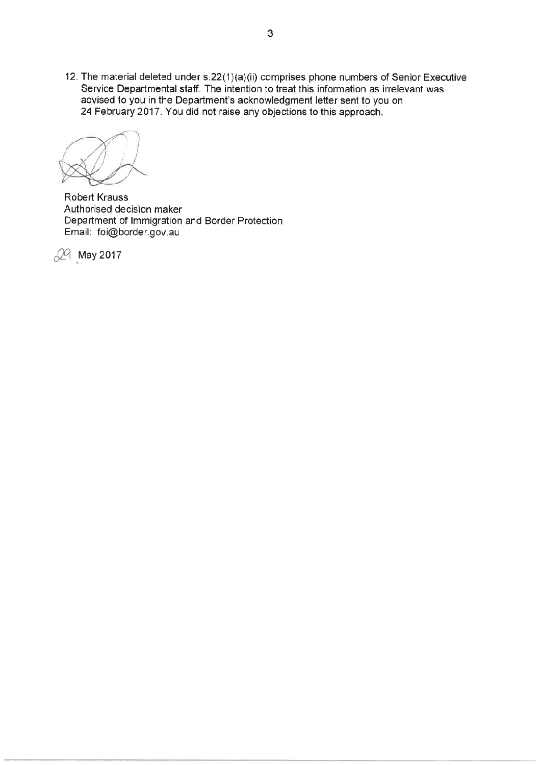12. The material deleted under s.22(1)(a)(ii) comprises phone numbers of Senior Executive Service Departmental staff. The intention to treat this information as irrelevant was advised to you in the Department's acknowledgment letter sent to you on 24 February 2017. You did not raise any objections to this approach.

Robert Krauss
Authorised decision maker
Department of Immigration and Border Protection
Email: foi@border.gov.au

29 May 2017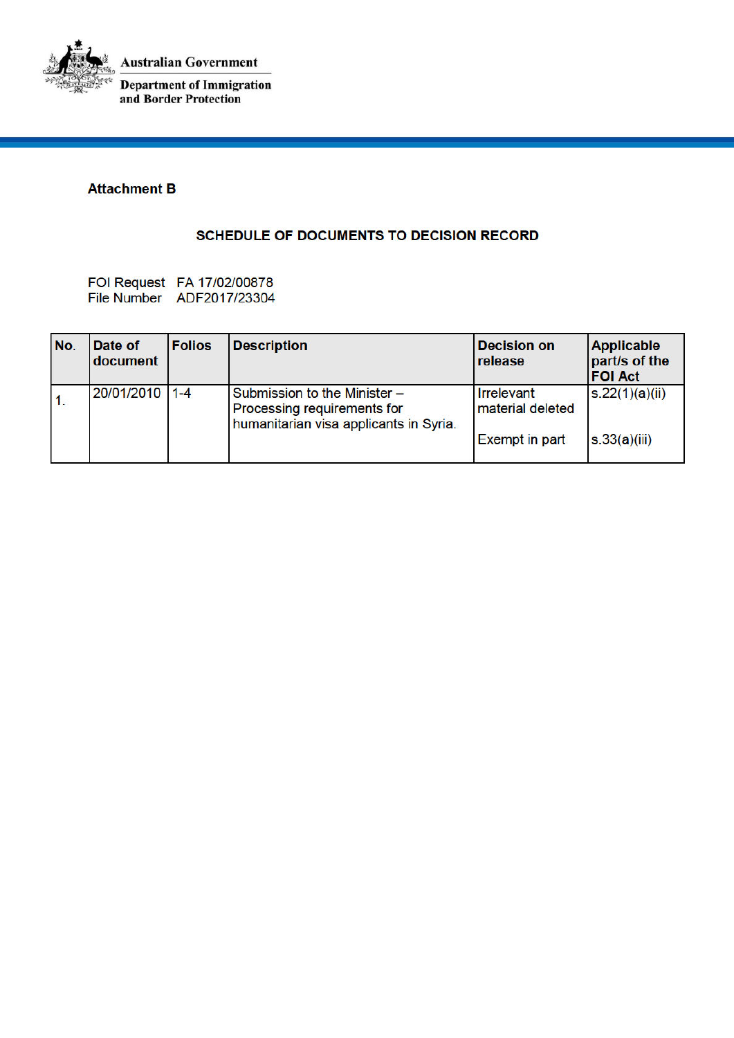Australian Government

Department of Immigration and Border Protection

**Attachment B**

**SCHEDULE OF DOCUMENTS TO DECISION RECORD**

FOI Request FA 17/02/00878
File Number ADF2017/23304

| No. | Date of document | Folios | Description | Decision on release | Applicable part/s of the FOI Act |
|---|---|---|---|---|---|
| 1. | 20/01/2010 | 1-4 | Submission to the Minister – Processing requirements for humanitarian visa applicants in Syria. | Irrelevant material deleted<br><br>Exempt in part | s.22(1)(a)(ii)<br><br>s.33(a)(iii) |